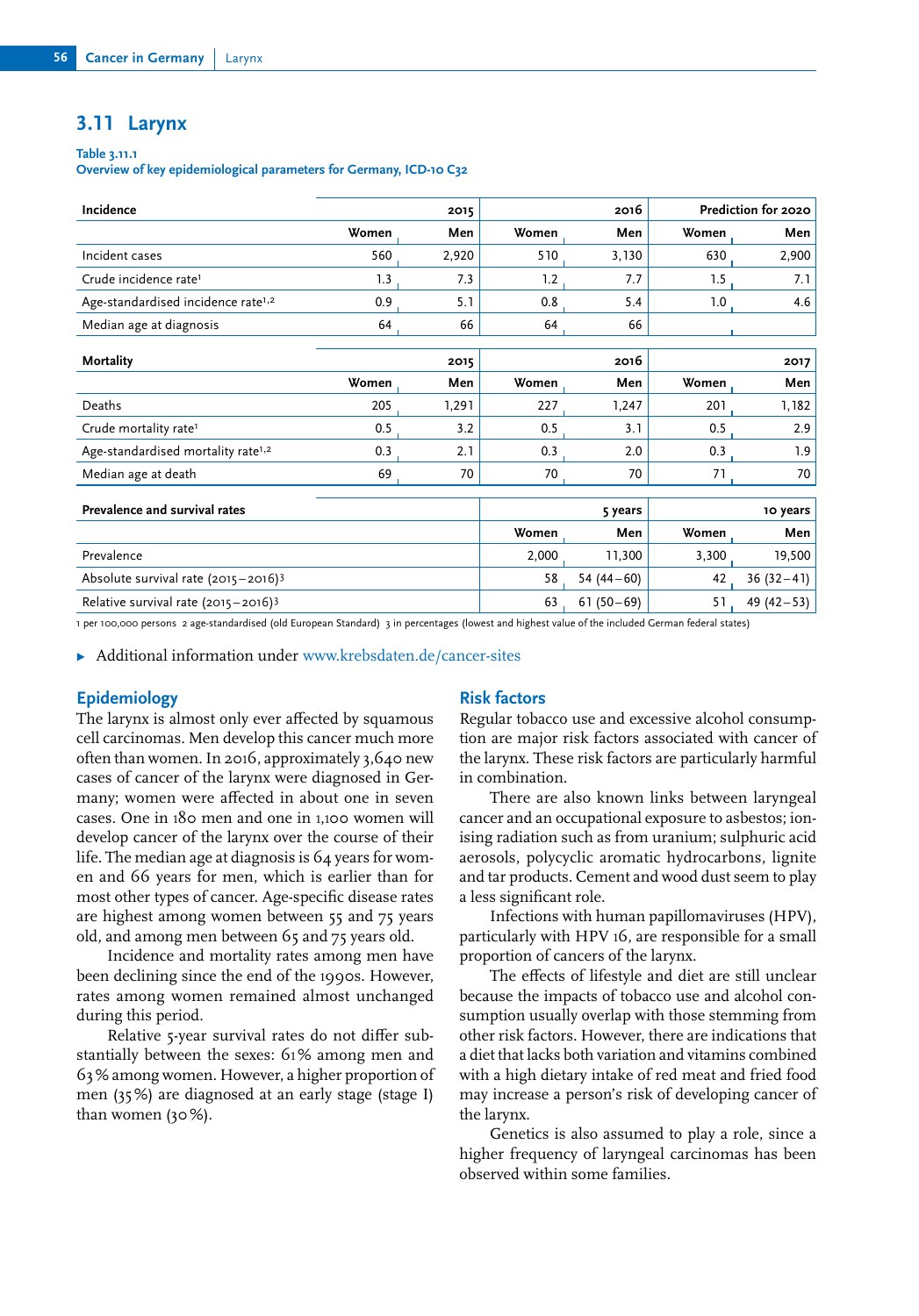## 3.11 Larynx

**Table 3.11.1**
**Overview of key epidemiological parameters for Germany, ICD-10 C32**

| Incidence | 2015 | | 2016 | | Prediction for 2020 | |
|---|---|---|---|---|---|---|
| | Women | Men | Women | Men | Women | Men |
| Incident cases | 560 | 2,920 | 510 | 3,130 | 630 | 2,900 |
| Crude incidence rate[1] | 1.3 | 7.3 | 1.2 | 7.7 | 1.5 | 7.1 |
| Age-standardised incidence rate[1,2] | 0.9 | 5.1 | 0.8 | 5.4 | 1.0 | 4.6 |
| Median age at diagnosis | 64 | 66 | 64 | 66 | | |

| Mortality | 2015 | | 2016 | | 2017 | |
|---|---|---|---|---|---|---|
| | Women | Men | Women | Men | Women | Men |
| Deaths | 205 | 1,291 | 227 | 1,247 | 201 | 1,182 |
| Crude mortality rate[1] | 0.5 | 3.2 | 0.5 | 3.1 | 0.5 | 2.9 |
| Age-standardised mortality rate[1,2] | 0.3 | 2.1 | 0.3 | 2.0 | 0.3 | 1.9 |
| Median age at death | 69 | 70 | 70 | 70 | 71 | 70 |

| Prevalence and survival rates | 5 years | | 10 years | |
|---|---|---|---|---|
| | Women | Men | Women | Men |
| Prevalence | 2,000 | 11,300 | 3,300 | 19,500 |
| Absolute survival rate (2015–2016)[3] | 58 | 54 (44–60) | 42 | 36 (32–41) |
| Relative survival rate (2015–2016)[3] | 63 | 61 (50–69) | 51 | 49 (42–53) |

1 per 100,000 persons 2 age-standardised (old European Standard) 3 in percentages (lowest and highest value of the included German federal states)

▸ Additional information under www.krebsdaten.de/cancer-sites

### Epidemiology

The larynx is almost only ever affected by squamous cell carcinomas. Men develop this cancer much more often than women. In 2016, approximately 3,640 new cases of cancer of the larynx were diagnosed in Germany; women were affected in about one in seven cases. One in 180 men and one in 1,100 women will develop cancer of the larynx over the course of their life. The median age at diagnosis is 64 years for women and 66 years for men, which is earlier than for most other types of cancer. Age-specific disease rates are highest among women between 55 and 75 years old, and among men between 65 and 75 years old.

Incidence and mortality rates among men have been declining since the end of the 1990s. However, rates among women remained almost unchanged during this period.

Relative 5-year survival rates do not differ substantially between the sexes: 61% among men and 63% among women. However, a higher proportion of men (35%) are diagnosed at an early stage (stage I) than women (30%).

### Risk factors

Regular tobacco use and excessive alcohol consumption are major risk factors associated with cancer of the larynx. These risk factors are particularly harmful in combination.

There are also known links between laryngeal cancer and an occupational exposure to asbestos; ionising radiation such as from uranium; sulphuric acid aerosols, polycyclic aromatic hydrocarbons, lignite and tar products. Cement and wood dust seem to play a less significant role.

Infections with human papillomaviruses (HPV), particularly with HPV 16, are responsible for a small proportion of cancers of the larynx.

The effects of lifestyle and diet are still unclear because the impacts of tobacco use and alcohol consumption usually overlap with those stemming from other risk factors. However, there are indications that a diet that lacks both variation and vitamins combined with a high dietary intake of red meat and fried food may increase a person's risk of developing cancer of the larynx.

Genetics is also assumed to play a role, since a higher frequency of laryngeal carcinomas has been observed within some families.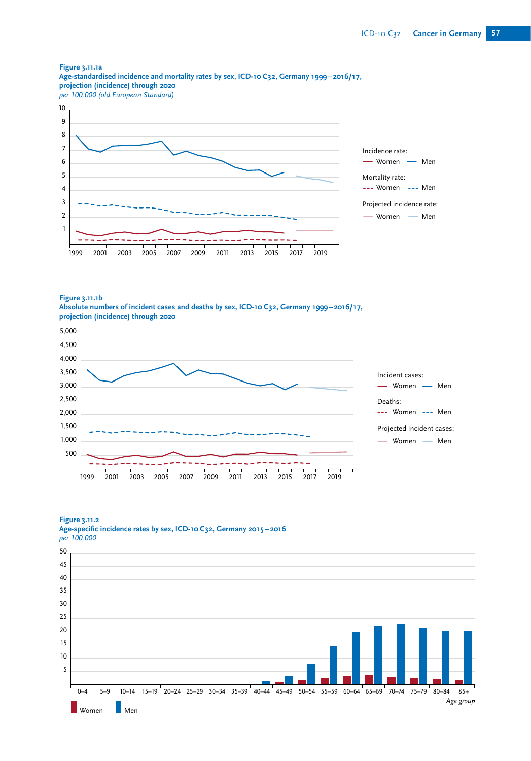**Figure 3.11.1a**
**Age-standardised incidence and mortality rates by sex, ICD-10 C32, Germany 1999–2016/17, projection (incidence) through 2020**
*per 100,000 (old European Standard)*

Incidence rate: Women, Men
Mortality rate: Women, Men
Projected incidence rate: Women, Men

**Figure 3.11.1b**
**Absolute numbers of incident cases and deaths by sex, ICD-10 C32, Germany 1999–2016/17, projection (incidence) through 2020**

Incident cases: Women, Men
Deaths: Women, Men
Projected incident cases: Women, Men

**Figure 3.11.2**
**Age-specific incidence rates by sex, ICD-10 C32, Germany 2015–2016**
*per 100,000*

Women, Men
*Age group*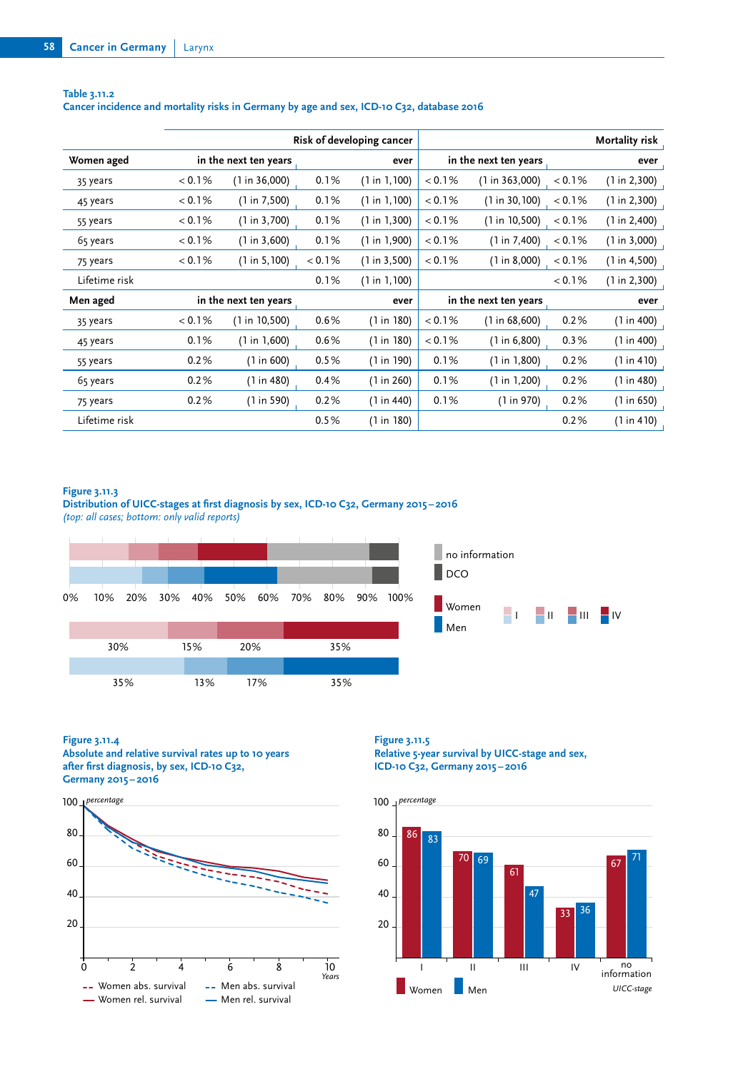**Table 3.11.2**
**Cancer incidence and mortality risks in Germany by age and sex, ICD-10 C32, database 2016**

| | Risk of developing cancer | | | | Mortality risk | | | |
|---|---|---|---|---|---|---|---|---|
| **Women aged** | **in the next ten years** | | **ever** | | **in the next ten years** | | **ever** | |
| 35 years | < 0.1% | (1 in 36,000) | 0.1% | (1 in 1,100) | < 0.1% | (1 in 363,000) | < 0.1% | (1 in 2,300) |
| 45 years | < 0.1% | (1 in 7,500) | 0.1% | (1 in 1,100) | < 0.1% | (1 in 30,100) | < 0.1% | (1 in 2,300) |
| 55 years | < 0.1% | (1 in 3,700) | 0.1% | (1 in 1,300) | < 0.1% | (1 in 10,500) | < 0.1% | (1 in 2,400) |
| 65 years | < 0.1% | (1 in 3,600) | 0.1% | (1 in 1,900) | < 0.1% | (1 in 7,400) | < 0.1% | (1 in 3,000) |
| 75 years | < 0.1% | (1 in 5,100) | < 0.1% | (1 in 3,500) | < 0.1% | (1 in 8,000) | < 0.1% | (1 in 4,500) |
| Lifetime risk | | | 0.1% | (1 in 1,100) | | | < 0.1% | (1 in 2,300) |
| **Men aged** | **in the next ten years** | | **ever** | | **in the next ten years** | | **ever** | |
| 35 years | < 0.1% | (1 in 10,500) | 0.6% | (1 in 180) | < 0.1% | (1 in 68,600) | 0.2% | (1 in 400) |
| 45 years | 0.1% | (1 in 1,600) | 0.6% | (1 in 180) | < 0.1% | (1 in 6,800) | 0.3% | (1 in 400) |
| 55 years | 0.2% | (1 in 600) | 0.5% | (1 in 190) | 0.1% | (1 in 1,800) | 0.2% | (1 in 410) |
| 65 years | 0.2% | (1 in 480) | 0.4% | (1 in 260) | 0.1% | (1 in 1,200) | 0.2% | (1 in 480) |
| 75 years | 0.2% | (1 in 590) | 0.2% | (1 in 440) | 0.1% | (1 in 970) | 0.2% | (1 in 650) |
| Lifetime risk | | | 0.5% | (1 in 180) | | | 0.2% | (1 in 410) |

**Figure 3.11.3**
**Distribution of UICC-stages at first diagnosis by sex, ICD-10 C32, Germany 2015–2016**
*(top: all cases; bottom: only valid reports)*

| | I | II | III | IV |
|---|---|---|---|---|
| Women | 30% | 15% | 20% | 35% |
| Men | 35% | 13% | 17% | 35% |

**Figure 3.11.4**
**Absolute and relative survival rates up to 10 years after first diagnosis, by sex, ICD-10 C32, Germany 2015–2016**

**Figure 3.11.5**
**Relative 5-year survival by UICC-stage and sex, ICD-10 C32, Germany 2015–2016**

| UICC-stage | Women | Men |
|---|---|---|
| I | 86 | 83 |
| II | 70 | 69 |
| III | 61 | 47 |
| IV | 33 | 36 |
| no information | 67 | 71 |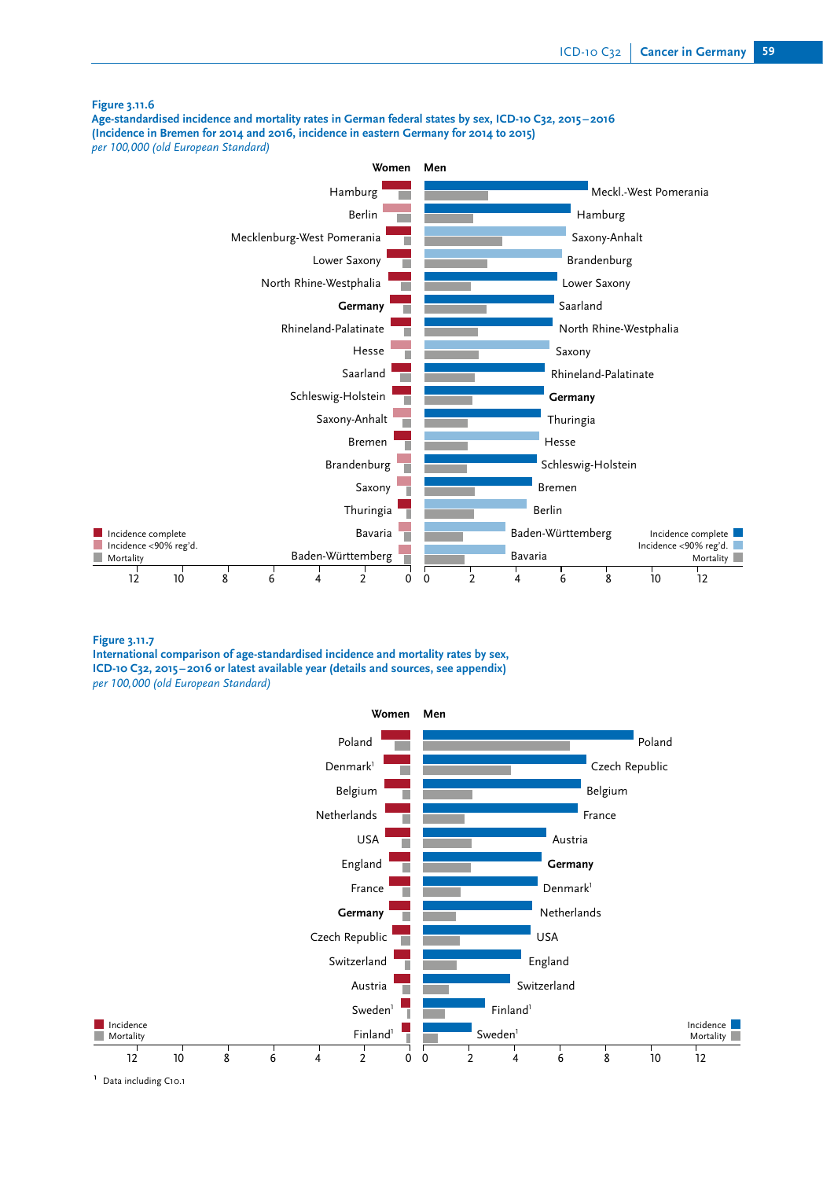**Figure 3.11.6**
**Age-standardised incidence and mortality rates in German federal states by sex, ICD-10 C32, 2015–2016 (Incidence in Bremen for 2014 and 2016, incidence in eastern Germany for 2014 to 2015)**
*per 100,000 (old European Standard)*

Women
Hamburg
Berlin
Mecklenburg-West Pomerania
Lower Saxony
North Rhine-Westphalia
**Germany**
Rhineland-Palatinate
Hesse
Saarland
Schleswig-Holstein
Saxony-Anhalt
Bremen
Brandenburg
Saxony
Thuringia
Bavaria
Baden-Württemberg

Men
Meckl.-West Pomerania
Hamburg
Saxony-Anhalt
Brandenburg
Lower Saxony
Saarland
North Rhine-Westphalia
Saxony
Rhineland-Palatinate
**Germany**
Thuringia
Hesse
Schleswig-Holstein
Bremen
Berlin
Baden-Württemberg
Bavaria

Incidence complete
Incidence <90% reg'd.
Mortality

12 10 8 6 4 2 0 0 2 4 6 8 10 12

**Figure 3.11.7**
**International comparison of age-standardised incidence and mortality rates by sex, ICD-10 C32, 2015–2016 or latest available year (details and sources, see appendix)**
*per 100,000 (old European Standard)*

Women
Poland
Denmark[1]
Belgium
Netherlands
USA
England
France
**Germany**
Czech Republic
Switzerland
Austria
Sweden[1]
Finland[1]

Men
Poland
Czech Republic
Belgium
France
Austria
**Germany**
Denmark[1]
Netherlands
USA
England
Switzerland
Finland[1]
Sweden[1]

Incidence
Mortality

12 10 8 6 4 2 0 0 2 4 6 8 10 12

[1] Data including C10.1